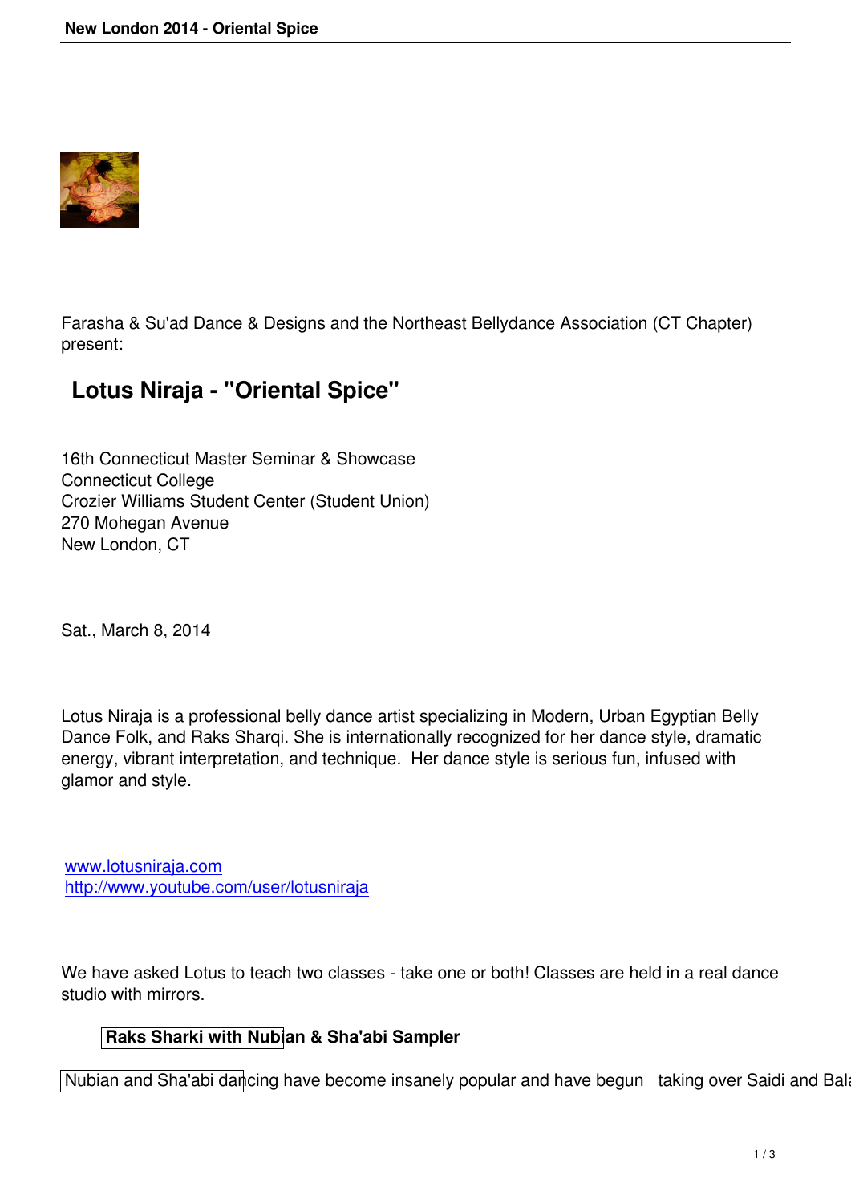Farasha & Su'ad Dance & Designs and the Northeast Bellydance Association (CT Chapter) present:

# Lotus Niraja - "Oriental Spice"

16th Connecticut Master Seminar & Showcase
Connecticut College
Crozier Williams Student Center (Student Union)
270 Mohegan Avenue
New London, CT

Sat., March 8, 2014

Lotus Niraja is a professional belly dance artist specializing in Modern, Urban Egyptian Belly Dance Folk, and Raks Sharqi. She is internationally recognized for her dance style, dramatic energy, vibrant interpretation, and technique. Her dance style is serious fun, infused with glamor and style.

www.lotusniraja.com
http://www.youtube.com/user/lotusniraja

We have asked Lotus to teach two classes - take one or both! Classes are held in a real dance studio with mirrors.

### Raks Sharki with Nubian & Sha'abi Sampler

Nubian and Sha'abi dancing have become insanely popular and have begun taking over Saidi and Bal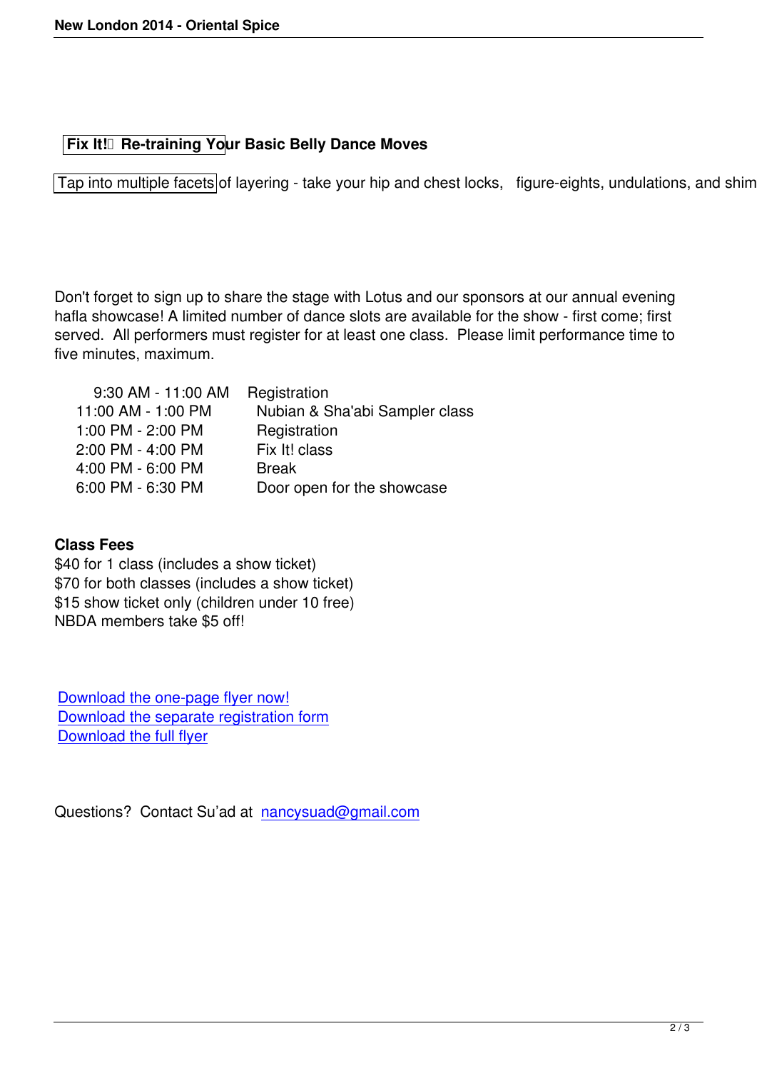### Fix It! Re-training Your Basic Belly Dance Moves

Tap into multiple facets of layering - take your hip and chest locks, figure-eights, undulations, and shim

Don't forget to sign up to share the stage with Lotus and our sponsors at our annual evening hafla showcase! A limited number of dance slots are available for the show - first come; first served. All performers must register for at least one class. Please limit performance time to five minutes, maximum.

| | |
|---|---|
| 9:30 AM - 11:00 AM | Registration |
| 11:00 AM - 1:00 PM | Nubian & Sha'abi Sampler class |
| 1:00 PM - 2:00 PM | Registration |
| 2:00 PM - 4:00 PM | Fix It! class |
| 4:00 PM - 6:00 PM | Break |
| 6:00 PM - 6:30 PM | Door open for the showcase |

**Class Fees**
$40 for 1 class (includes a show ticket)
$70 for both classes (includes a show ticket)
$15 show ticket only (children under 10 free)
NBDA members take $5 off!

Download the one-page flyer now!
Download the separate registration form
Download the full flyer

Questions? Contact Su'ad at nancysuad@gmail.com